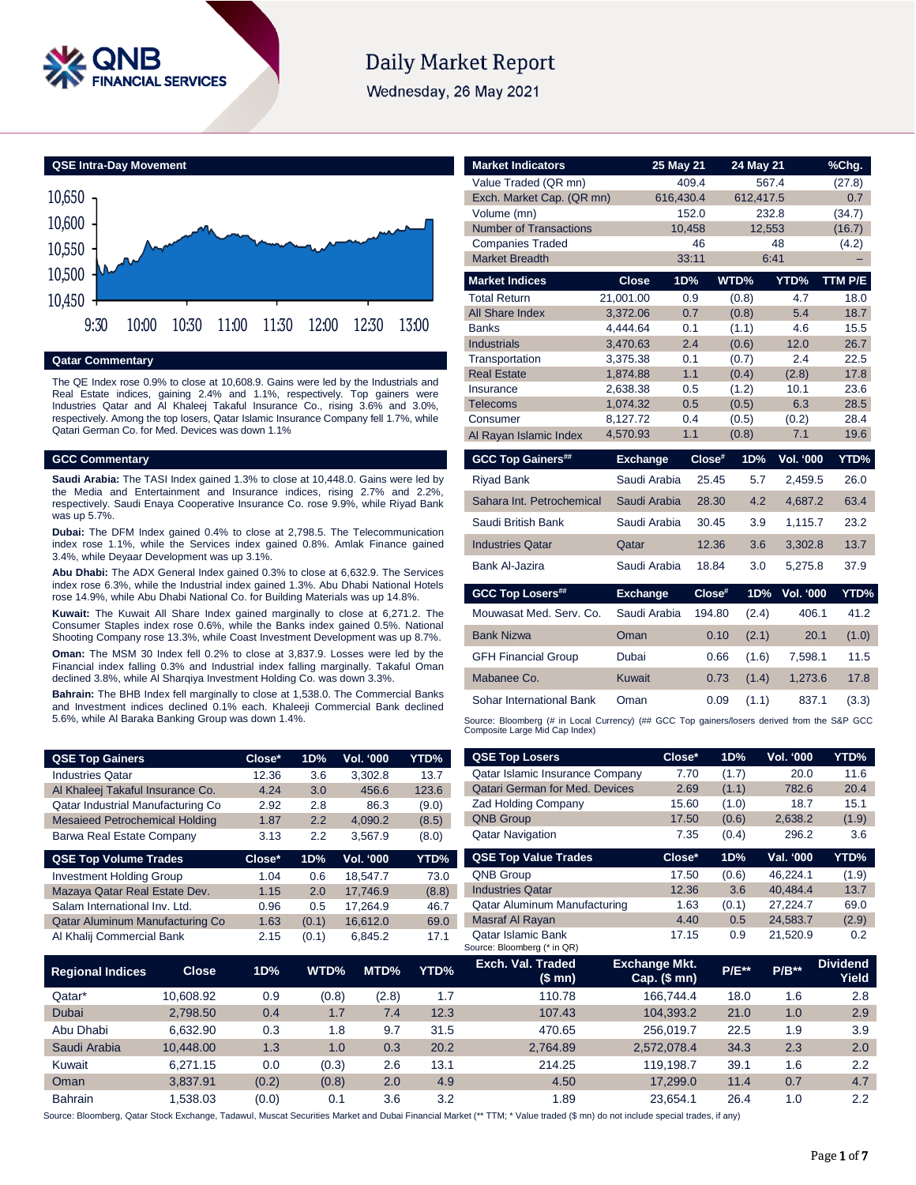# Daily Market Report

Wednesday, 26 May 2021

## QSE Intra-Day Movement

## Qatar Commentary

The QE Index rose 0.9% to close at 10,608.9. Gains were led by the Industrials and Real Estate indices, gaining 2.4% and 1.1%, respectively. Top gainers were Industries Qatar and Al Khaleej Takaful Insurance Co., rising 3.6% and 3.0%, respectively. Among the top losers, Qatar Islamic Insurance Company fell 1.7%, while Qatari German Co. for Med. Devices was down 1.1%

## GCC Commentary

**Saudi Arabia:** The TASI Index gained 1.3% to close at 10,448.0. Gains were led by the Media and Entertainment and Insurance indices, rising 2.7% and 2.2%, respectively. Saudi Enaya Cooperative Insurance Co. rose 9.9%, while Riyad Bank was up 5.7%.

**Dubai:** The DFM Index gained 0.4% to close at 2,798.5. The Telecommunication index rose 1.1%, while the Services index gained 0.8%. Amlak Finance gained 3.4%, while Deyaar Development was up 3.1%.

**Abu Dhabi:** The ADX General Index gained 0.3% to close at 6,632.9. The Services index rose 6.3%, while the Industrial index gained 1.3%. Abu Dhabi National Hotels rose 14.9%, while Abu Dhabi National Co. for Building Materials was up 14.8%.

**Kuwait:** The Kuwait All Share Index gained marginally to close at 6,271.2. The Consumer Staples index rose 0.6%, while the Banks index gained 0.5%. National Shooting Company rose 13.3%, while Coast Investment Development was up 8.7%.

**Oman:** The MSM 30 Index fell 0.2% to close at 3,837.9. Losses were led by the Financial index falling 0.3% and Industrial index falling marginally. Takaful Oman declined 3.8%, while Al Sharqiya Investment Holding Co. was down 3.3%.

**Bahrain:** The BHB Index fell marginally to close at 1,538.0. The Commercial Banks and Investment indices declined 0.1% each. Khaleeji Commercial Bank declined 5.6%, while Al Baraka Banking Group was down 1.4%.

| Market Indicators | 25 May 21 | 24 May 21 | %Chg. |
|---|---|---|---|
| Value Traded (QR mn) | 409.4 | 567.4 | (27.8) |
| Exch. Market Cap. (QR mn) | 616,430.4 | 612,417.5 | 0.7 |
| Volume (mn) | 152.0 | 232.8 | (34.7) |
| Number of Transactions | 10,458 | 12,553 | (16.7) |
| Companies Traded | 46 | 48 | (4.2) |
| Market Breadth | 33:11 | 6:41 | – |

| Market Indices | Close | 1D% | WTD% | YTD% | TTM P/E |
|---|---|---|---|---|---|
| Total Return | 21,001.00 | 0.9 | (0.8) | 4.7 | 18.0 |
| All Share Index | 3,372.06 | 0.7 | (0.8) | 5.4 | 18.7 |
| Banks | 4,444.64 | 0.1 | (1.1) | 4.6 | 15.5 |
| Industrials | 3,470.63 | 2.4 | (0.6) | 12.0 | 26.7 |
| Transportation | 3,375.38 | 0.1 | (0.7) | 2.4 | 22.5 |
| Real Estate | 1,874.88 | 1.1 | (0.4) | (2.8) | 17.8 |
| Insurance | 2,638.38 | 0.5 | (1.2) | 10.1 | 23.6 |
| Telecoms | 1,074.32 | 0.5 | (0.5) | 6.3 | 28.5 |
| Consumer | 8,127.72 | 0.4 | (0.5) | (0.2) | 28.4 |
| Al Rayan Islamic Index | 4,570.93 | 1.1 | (0.8) | 7.1 | 19.6 |

| GCC Top Gainers## | Exchange | Close# | 1D% | Vol. '000 | YTD% |
|---|---|---|---|---|---|
| Riyad Bank | Saudi Arabia | 25.45 | 5.7 | 2,459.5 | 26.0 |
| Sahara Int. Petrochemical | Saudi Arabia | 28.30 | 4.2 | 4,687.2 | 63.4 |
| Saudi British Bank | Saudi Arabia | 30.45 | 3.9 | 1,115.7 | 23.2 |
| Industries Qatar | Qatar | 12.36 | 3.6 | 3,302.8 | 13.7 |
| Bank Al-Jazira | Saudi Arabia | 18.84 | 3.0 | 5,275.8 | 37.9 |

| GCC Top Losers## | Exchange | Close# | 1D% | Vol. '000 | YTD% |
|---|---|---|---|---|---|
| Mouwasat Med. Serv. Co. | Saudi Arabia | 194.80 | (2.4) | 406.1 | 41.2 |
| Bank Nizwa | Oman | 0.10 | (2.1) | 20.1 | (1.0) |
| GFH Financial Group | Dubai | 0.66 | (1.6) | 7,598.1 | 11.5 |
| Mabanee Co. | Kuwait | 0.73 | (1.4) | 1,273.6 | 17.8 |
| Sohar International Bank | Oman | 0.09 | (1.1) | 837.1 | (3.3) |

Source: Bloomberg (# in Local Currency) (## GCC Top gainers/losers derived from the S&P GCC Composite Large Mid Cap Index)

| QSE Top Gainers | Close* | 1D% | Vol. '000 | YTD% |
|---|---|---|---|---|
| Industries Qatar | 12.36 | 3.6 | 3,302.8 | 13.7 |
| Al Khaleej Takaful Insurance Co. | 4.24 | 3.0 | 456.6 | 123.6 |
| Qatar Industrial Manufacturing Co | 2.92 | 2.8 | 86.3 | (9.0) |
| Mesaieed Petrochemical Holding | 1.87 | 2.2 | 4,090.2 | (8.5) |
| Barwa Real Estate Company | 3.13 | 2.2 | 3,567.9 | (8.0) |

| QSE Top Volume Trades | Close* | 1D% | Vol. '000 | YTD% |
|---|---|---|---|---|
| Investment Holding Group | 1.04 | 0.6 | 18,547.7 | 73.0 |
| Mazaya Qatar Real Estate Dev. | 1.15 | 2.0 | 17,746.9 | (8.8) |
| Salam International Inv. Ltd. | 0.96 | 0.5 | 17,264.9 | 46.7 |
| Qatar Aluminum Manufacturing Co | 1.63 | (0.1) | 16,612.0 | 69.0 |
| Al Khalij Commercial Bank | 2.15 | (0.1) | 6,845.2 | 17.1 |

| QSE Top Losers | Close* | 1D% | Vol. '000 | YTD% |
|---|---|---|---|---|
| Qatar Islamic Insurance Company | 7.70 | (1.7) | 20.0 | 11.6 |
| Qatari German for Med. Devices | 2.69 | (1.1) | 782.6 | 20.4 |
| Zad Holding Company | 15.60 | (1.0) | 18.7 | 15.1 |
| QNB Group | 17.50 | (0.6) | 2,638.2 | (1.9) |
| Qatar Navigation | 7.35 | (0.4) | 296.2 | 3.6 |

| QSE Top Value Trades | Close* | 1D% | Val. '000 | YTD% |
|---|---|---|---|---|
| QNB Group | 17.50 | (0.6) | 46,224.1 | (1.9) |
| Industries Qatar | 12.36 | 3.6 | 40,484.4 | 13.7 |
| Qatar Aluminum Manufacturing | 1.63 | (0.1) | 27,224.7 | 69.0 |
| Masraf Al Rayan | 4.40 | 0.5 | 24,583.7 | (2.9) |
| Qatar Islamic Bank | 17.15 | 0.9 | 21,520.9 | 0.2 |

Source: Bloomberg (* in QR)

| Regional Indices | Close | 1D% | WTD% | MTD% | YTD% | Exch. Val. Traded ($ mn) | Exchange Mkt. Cap. ($ mn) | P/E** | P/B** | Dividend Yield |
|---|---|---|---|---|---|---|---|---|---|---|
| Qatar* | 10,608.92 | 0.9 | (0.8) | (2.8) | 1.7 | 110.78 | 166,744.4 | 18.0 | 1.6 | 2.8 |
| Dubai | 2,798.50 | 0.4 | 1.7 | 7.4 | 12.3 | 107.43 | 104,393.2 | 21.0 | 1.0 | 2.9 |
| Abu Dhabi | 6,632.90 | 0.3 | 1.8 | 9.7 | 31.5 | 470.65 | 256,019.7 | 22.5 | 1.9 | 3.9 |
| Saudi Arabia | 10,448.00 | 1.3 | 1.0 | 0.3 | 20.2 | 2,764.89 | 2,572,078.4 | 34.3 | 2.3 | 2.0 |
| Kuwait | 6,271.15 | 0.0 | (0.3) | 2.6 | 13.1 | 214.25 | 119,198.7 | 39.1 | 1.6 | 2.2 |
| Oman | 3,837.91 | (0.2) | (0.8) | 2.0 | 4.9 | 4.50 | 17,299.0 | 11.4 | 0.7 | 4.7 |
| Bahrain | 1,538.03 | (0.0) | 0.1 | 3.6 | 3.2 | 1.89 | 23,654.1 | 26.4 | 1.0 | 2.2 |

Source: Bloomberg, Qatar Stock Exchange, Tadawul, Muscat Securities Market and Dubai Financial Market (** TTM; * Value traded ($ mn) do not include special trades, if any)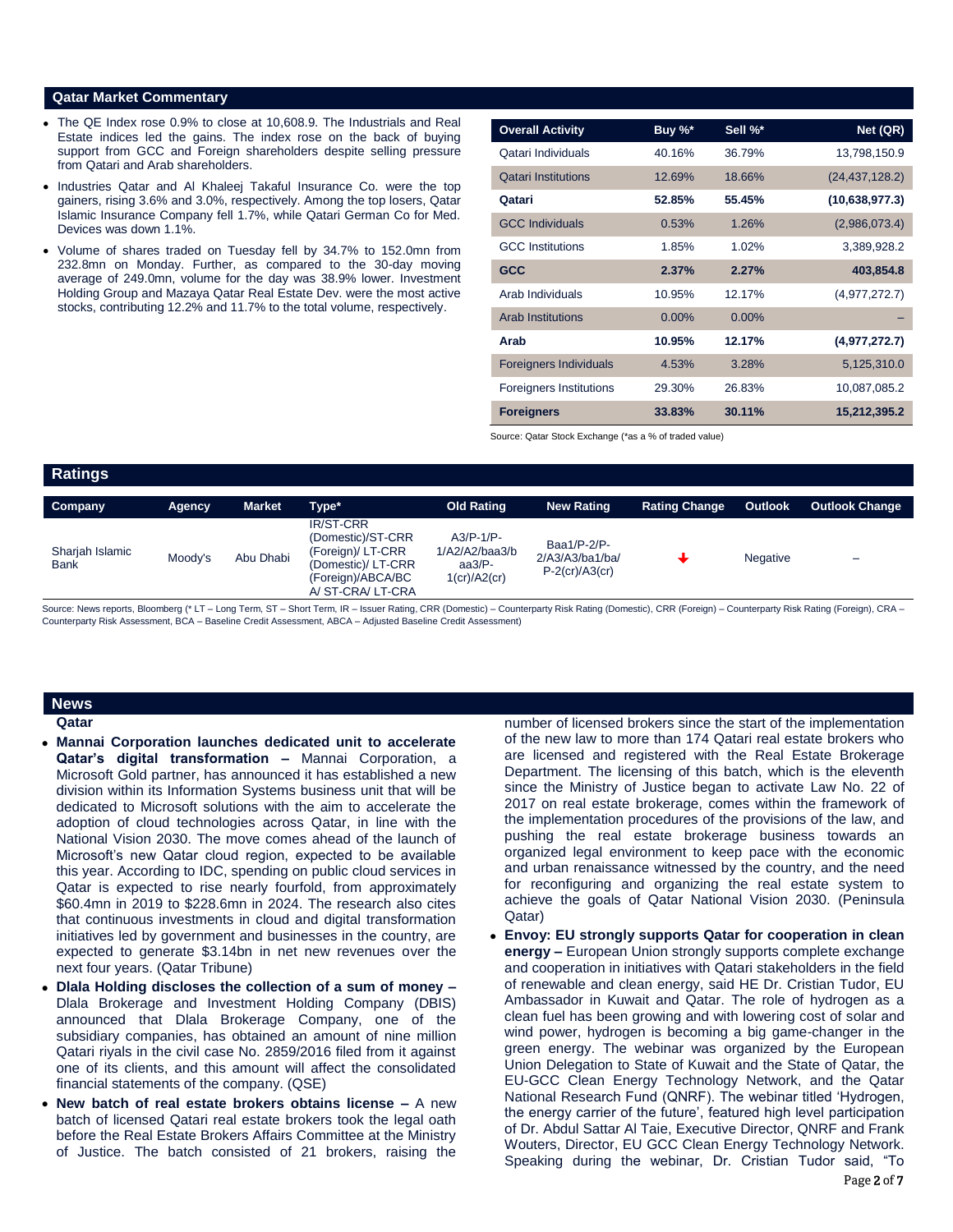## Qatar Market Commentary

- The QE Index rose 0.9% to close at 10,608.9. The Industrials and Real Estate indices led the gains. The index rose on the back of buying support from GCC and Foreign shareholders despite selling pressure from Qatari and Arab shareholders.
- Industries Qatar and Al Khaleej Takaful Insurance Co. were the top gainers, rising 3.6% and 3.0%, respectively. Among the top losers, Qatar Islamic Insurance Company fell 1.7%, while Qatari German Co for Med. Devices was down 1.1%.
- Volume of shares traded on Tuesday fell by 34.7% to 152.0mn from 232.8mn on Monday. Further, as compared to the 30-day moving average of 249.0mn, volume for the day was 38.9% lower. Investment Holding Group and Mazaya Qatar Real Estate Dev. were the most active stocks, contributing 12.2% and 11.7% to the total volume, respectively.

| Overall Activity | Buy %* | Sell %* | Net (QR) |
|---|---|---|---|
| Qatari Individuals | 40.16% | 36.79% | 13,798,150.9 |
| Qatari Institutions | 12.69% | 18.66% | (24,437,128.2) |
| **Qatari** | **52.85%** | **55.45%** | **(10,638,977.3)** |
| GCC Individuals | 0.53% | 1.26% | (2,986,073.4) |
| GCC Institutions | 1.85% | 1.02% | 3,389,928.2 |
| **GCC** | **2.37%** | **2.27%** | **403,854.8** |
| Arab Individuals | 10.95% | 12.17% | (4,977,272.7) |
| Arab Institutions | 0.00% | 0.00% | – |
| **Arab** | **10.95%** | **12.17%** | **(4,977,272.7)** |
| Foreigners Individuals | 4.53% | 3.28% | 5,125,310.0 |
| Foreigners Institutions | 29.30% | 26.83% | 10,087,085.2 |
| **Foreigners** | **33.83%** | **30.11%** | **15,212,395.2** |

Source: Qatar Stock Exchange (*as a % of traded value)

## Ratings

| Company | Agency | Market | Type* | Old Rating | New Rating | Rating Change | Outlook | Outlook Change |
|---|---|---|---|---|---|---|---|---|
| Sharjah Islamic Bank | Moody's | Abu Dhabi | IR/ST-CRR (Domestic)/ST-CRR (Foreign)/ LT-CRR (Domestic)/ LT-CRR (Foreign)/ABCA/BC A/ ST-CRA/ LT-CRA | A3/P-1/P-1/A2/A2/baa3/baa3/P-1(cr)/A2(cr) | Baa1/P-2/P-2/A3/A3/ba1/ba/P-2(cr)/A3(cr) | ↓ | Negative | – |

Source: News reports, Bloomberg (* LT – Long Term, ST – Short Term, IR – Issuer Rating, CRR (Domestic) – Counterparty Risk Rating (Domestic), CRR (Foreign) – Counterparty Risk Rating (Foreign), CRA – Counterparty Risk Assessment, BCA – Baseline Credit Assessment, ABCA – Adjusted Baseline Credit Assessment)

## News

### Qatar

- **Mannai Corporation launches dedicated unit to accelerate Qatar's digital transformation –** Mannai Corporation, a Microsoft Gold partner, has announced it has established a new division within its Information Systems business unit that will be dedicated to Microsoft solutions with the aim to accelerate the adoption of cloud technologies across Qatar, in line with the National Vision 2030. The move comes ahead of the launch of Microsoft's new Qatar cloud region, expected to be available this year. According to IDC, spending on public cloud services in Qatar is expected to rise nearly fourfold, from approximately $60.4mn in 2019 to $228.6mn in 2024. The research also cites that continuous investments in cloud and digital transformation initiatives led by government and businesses in the country, are expected to generate $3.14bn in net new revenues over the next four years. (Qatar Tribune)
- **Dlala Holding discloses the collection of a sum of money –** Dlala Brokerage and Investment Holding Company (DBIS) announced that Dlala Brokerage Company, one of the subsidiary companies, has obtained an amount of nine million Qatari riyals in the civil case No. 2859/2016 filed from it against one of its clients, and this amount will affect the consolidated financial statements of the company. (QSE)
- **New batch of real estate brokers obtains license –** A new batch of licensed Qatari real estate brokers took the legal oath before the Real Estate Brokers Affairs Committee at the Ministry of Justice. The batch consisted of 21 brokers, raising the number of licensed brokers since the start of the implementation of the new law to more than 174 Qatari real estate brokers who are licensed and registered with the Real Estate Brokerage Department. The licensing of this batch, which is the eleventh since the Ministry of Justice began to activate Law No. 22 of 2017 on real estate brokerage, comes within the framework of the implementation procedures of the provisions of the law, and pushing the real estate brokerage business towards an organized legal environment to keep pace with the economic and urban renaissance witnessed by the country, and the need for reconfiguring and organizing the real estate system to achieve the goals of Qatar National Vision 2030. (Peninsula Qatar)
- **Envoy: EU strongly supports Qatar for cooperation in clean energy –** European Union strongly supports complete exchange and cooperation in initiatives with Qatari stakeholders in the field of renewable and clean energy, said HE Dr. Cristian Tudor, EU Ambassador in Kuwait and Qatar. The role of hydrogen as a clean fuel has been growing and with lowering cost of solar and wind power, hydrogen is becoming a big game-changer in the green energy. The webinar was organized by the European Union Delegation to State of Kuwait and the State of Qatar, the EU-GCC Clean Energy Technology Network, and the Qatar National Research Fund (QNRF). The webinar titled 'Hydrogen, the energy carrier of the future', featured high level participation of Dr. Abdul Sattar Al Taie, Executive Director, QNRF and Frank Wouters, Director, EU GCC Clean Energy Technology Network. Speaking during the webinar, Dr. Cristian Tudor said, "To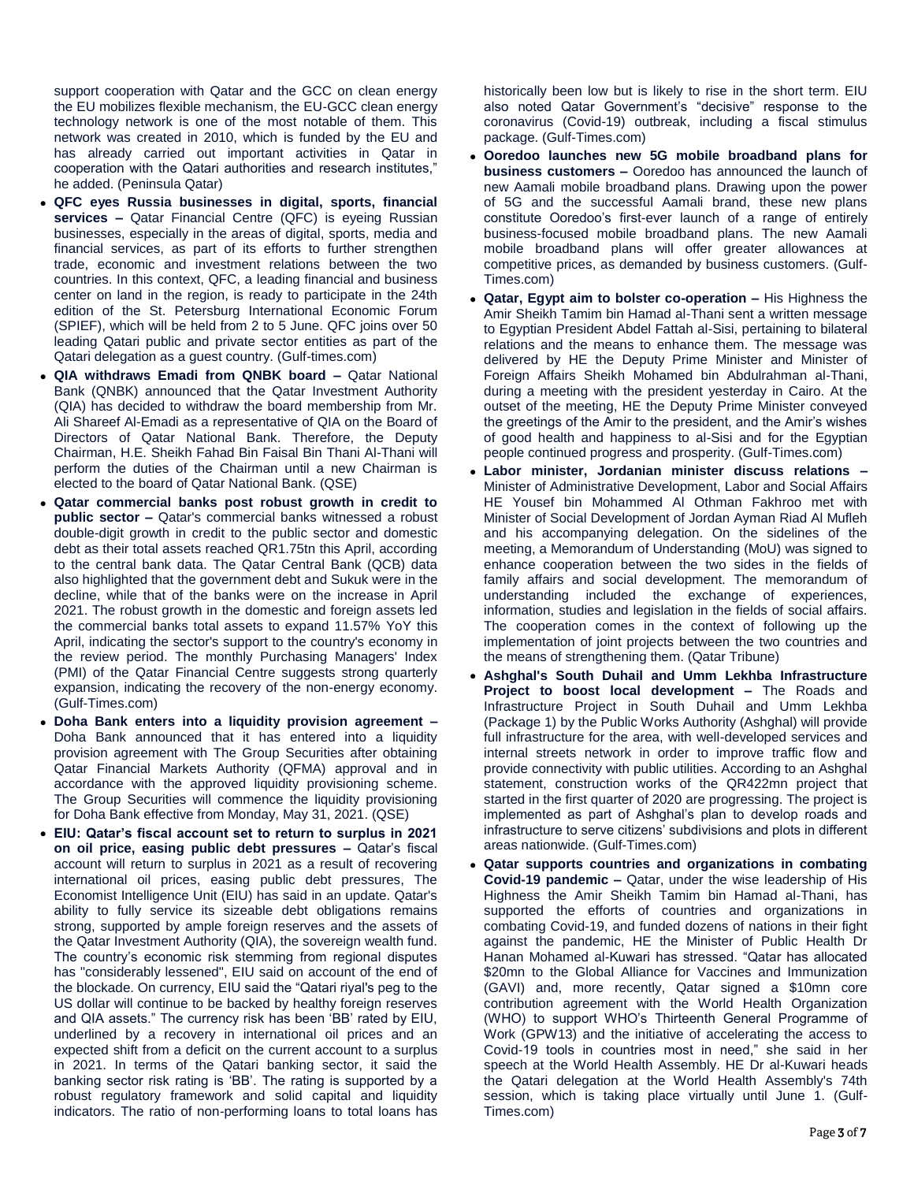support cooperation with Qatar and the GCC on clean energy the EU mobilizes flexible mechanism, the EU-GCC clean energy technology network is one of the most notable of them. This network was created in 2010, which is funded by the EU and has already carried out important activities in Qatar in cooperation with the Qatari authorities and research institutes," he added. (Peninsula Qatar)

- **QFC eyes Russia businesses in digital, sports, financial services –** Qatar Financial Centre (QFC) is eyeing Russian businesses, especially in the areas of digital, sports, media and financial services, as part of its efforts to further strengthen trade, economic and investment relations between the two countries. In this context, QFC, a leading financial and business center on land in the region, is ready to participate in the 24th edition of the St. Petersburg International Economic Forum (SPIEF), which will be held from 2 to 5 June. QFC joins over 50 leading Qatari public and private sector entities as part of the Qatari delegation as a guest country. (Gulf-times.com)
- **QIA withdraws Emadi from QNBK board –** Qatar National Bank (QNBK) announced that the Qatar Investment Authority (QIA) has decided to withdraw the board membership from Mr. Ali Shareef Al-Emadi as a representative of QIA on the Board of Directors of Qatar National Bank. Therefore, the Deputy Chairman, H.E. Sheikh Fahad Bin Faisal Bin Thani Al-Thani will perform the duties of the Chairman until a new Chairman is elected to the board of Qatar National Bank. (QSE)
- **Qatar commercial banks post robust growth in credit to public sector –** Qatar's commercial banks witnessed a robust double-digit growth in credit to the public sector and domestic debt as their total assets reached QR1.75tn this April, according to the central bank data. The Qatar Central Bank (QCB) data also highlighted that the government debt and Sukuk were in the decline, while that of the banks were on the increase in April 2021. The robust growth in the domestic and foreign assets led the commercial banks total assets to expand 11.57% YoY this April, indicating the sector's support to the country's economy in the review period. The monthly Purchasing Managers' Index (PMI) of the Qatar Financial Centre suggests strong quarterly expansion, indicating the recovery of the non-energy economy. (Gulf-Times.com)
- **Doha Bank enters into a liquidity provision agreement –** Doha Bank announced that it has entered into a liquidity provision agreement with The Group Securities after obtaining Qatar Financial Markets Authority (QFMA) approval and in accordance with the approved liquidity provisioning scheme. The Group Securities will commence the liquidity provisioning for Doha Bank effective from Monday, May 31, 2021. (QSE)
- **EIU: Qatar's fiscal account set to return to surplus in 2021 on oil price, easing public debt pressures –** Qatar's fiscal account will return to surplus in 2021 as a result of recovering international oil prices, easing public debt pressures, The Economist Intelligence Unit (EIU) has said in an update. Qatar's ability to fully service its sizeable debt obligations remains strong, supported by ample foreign reserves and the assets of the Qatar Investment Authority (QIA), the sovereign wealth fund. The country's economic risk stemming from regional disputes has "considerably lessened", EIU said on account of the end of the blockade. On currency, EIU said the "Qatari riyal's peg to the US dollar will continue to be backed by healthy foreign reserves and QIA assets." The currency risk has been 'BB' rated by EIU, underlined by a recovery in international oil prices and an expected shift from a deficit on the current account to a surplus in 2021. In terms of the Qatari banking sector, it said the banking sector risk rating is 'BB'. The rating is supported by a robust regulatory framework and solid capital and liquidity indicators. The ratio of non-performing loans to total loans has historically been low but is likely to rise in the short term. EIU also noted Qatar Government's "decisive" response to the coronavirus (Covid-19) outbreak, including a fiscal stimulus package. (Gulf-Times.com)
- **Ooredoo launches new 5G mobile broadband plans for business customers –** Ooredoo has announced the launch of new Aamali mobile broadband plans. Drawing upon the power of 5G and the successful Aamali brand, these new plans constitute Ooredoo's first-ever launch of a range of entirely business-focused mobile broadband plans. The new Aamali mobile broadband plans will offer greater allowances at competitive prices, as demanded by business customers. (Gulf-Times.com)
- **Qatar, Egypt aim to bolster co-operation –** His Highness the Amir Sheikh Tamim bin Hamad al-Thani sent a written message to Egyptian President Abdel Fattah al-Sisi, pertaining to bilateral relations and the means to enhance them. The message was delivered by HE the Deputy Prime Minister and Minister of Foreign Affairs Sheikh Mohamed bin Abdulrahman al-Thani, during a meeting with the president yesterday in Cairo. At the outset of the meeting, HE the Deputy Prime Minister conveyed the greetings of the Amir to the president, and the Amir's wishes of good health and happiness to al-Sisi and for the Egyptian people continued progress and prosperity. (Gulf-Times.com)
- **Labor minister, Jordanian minister discuss relations –** Minister of Administrative Development, Labor and Social Affairs HE Yousef bin Mohammed Al Othman Fakhroo met with Minister of Social Development of Jordan Ayman Riad Al Mufleh and his accompanying delegation. On the sidelines of the meeting, a Memorandum of Understanding (MoU) was signed to enhance cooperation between the two sides in the fields of family affairs and social development. The memorandum of understanding included the exchange of experiences, information, studies and legislation in the fields of social affairs. The cooperation comes in the context of following up the implementation of joint projects between the two countries and the means of strengthening them. (Qatar Tribune)
- **Ashghal's South Duhail and Umm Lekhba Infrastructure Project to boost local development –** The Roads and Infrastructure Project in South Duhail and Umm Lekhba (Package 1) by the Public Works Authority (Ashghal) will provide full infrastructure for the area, with well-developed services and internal streets network in order to improve traffic flow and provide connectivity with public utilities. According to an Ashghal statement, construction works of the QR422mn project that started in the first quarter of 2020 are progressing. The project is implemented as part of Ashghal's plan to develop roads and infrastructure to serve citizens' subdivisions and plots in different areas nationwide. (Gulf-Times.com)
- **Qatar supports countries and organizations in combating Covid-19 pandemic –** Qatar, under the wise leadership of His Highness the Amir Sheikh Tamim bin Hamad al-Thani, has supported the efforts of countries and organizations in combating Covid-19, and funded dozens of nations in their fight against the pandemic, HE the Minister of Public Health Dr Hanan Mohamed al-Kuwari has stressed. "Qatar has allocated $20mn to the Global Alliance for Vaccines and Immunization (GAVI) and, more recently, Qatar signed a $10mn core contribution agreement with the World Health Organization (WHO) to support WHO's Thirteenth General Programme of Work (GPW13) and the initiative of accelerating the access to Covid-19 tools in countries most in need," she said in her speech at the World Health Assembly. HE Dr al-Kuwari heads the Qatari delegation at the World Health Assembly's 74th session, which is taking place virtually until June 1. (Gulf-Times.com)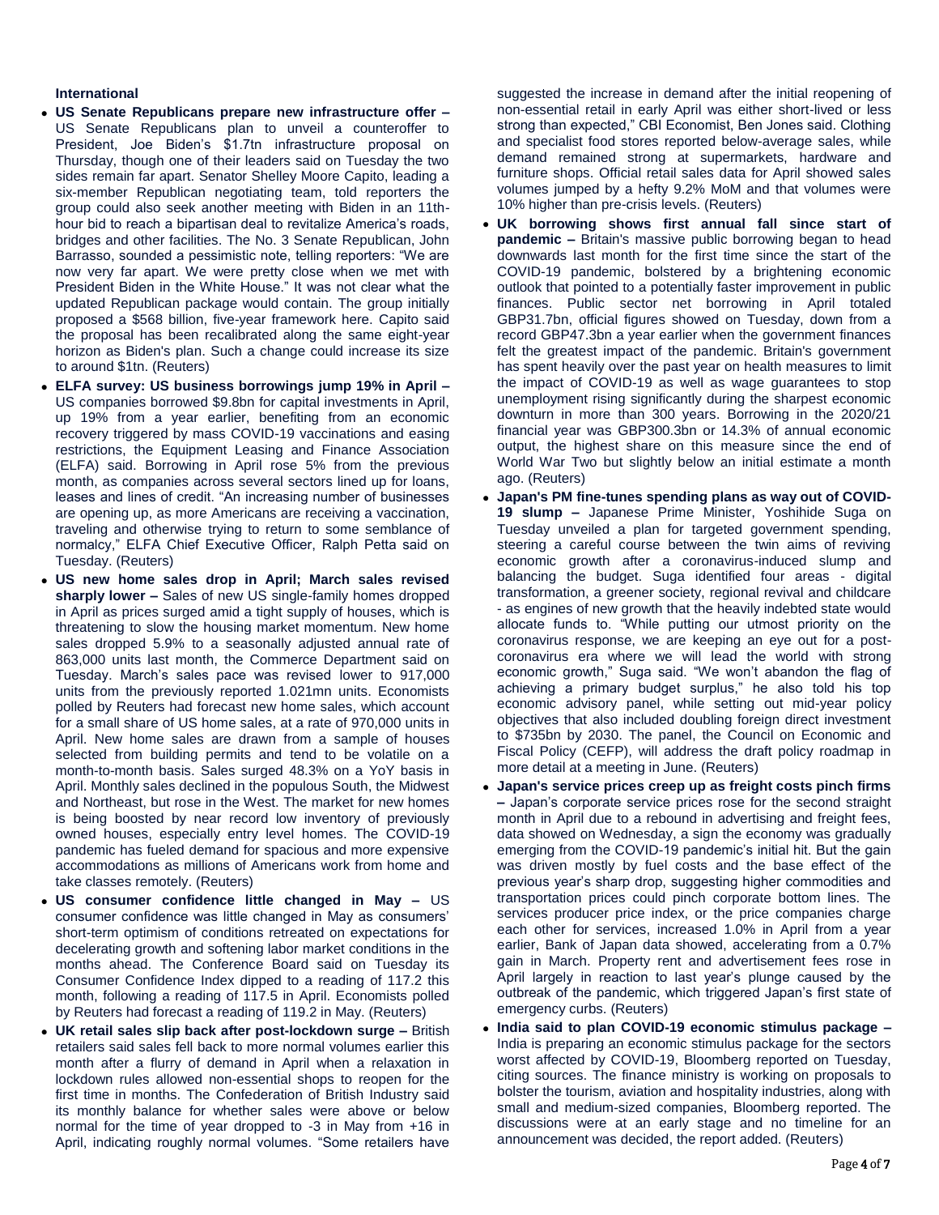**International**

- **US Senate Republicans prepare new infrastructure offer –** US Senate Republicans plan to unveil a counteroffer to President, Joe Biden's $1.7tn infrastructure proposal on Thursday, though one of their leaders said on Tuesday the two sides remain far apart. Senator Shelley Moore Capito, leading a six-member Republican negotiating team, told reporters the group could also seek another meeting with Biden in an 11th-hour bid to reach a bipartisan deal to revitalize America's roads, bridges and other facilities. The No. 3 Senate Republican, John Barrasso, sounded a pessimistic note, telling reporters: "We are now very far apart. We were pretty close when we met with President Biden in the White House." It was not clear what the updated Republican package would contain. The group initially proposed a $568 billion, five-year framework here. Capito said the proposal has been recalibrated along the same eight-year horizon as Biden's plan. Such a change could increase its size to around $1tn. (Reuters)
- **ELFA survey: US business borrowings jump 19% in April –** US companies borrowed $9.8bn for capital investments in April, up 19% from a year earlier, benefiting from an economic recovery triggered by mass COVID-19 vaccinations and easing restrictions, the Equipment Leasing and Finance Association (ELFA) said. Borrowing in April rose 5% from the previous month, as companies across several sectors lined up for loans, leases and lines of credit. "An increasing number of businesses are opening up, as more Americans are receiving a vaccination, traveling and otherwise trying to return to some semblance of normalcy," ELFA Chief Executive Officer, Ralph Petta said on Tuesday. (Reuters)
- **US new home sales drop in April; March sales revised sharply lower –** Sales of new US single-family homes dropped in April as prices surged amid a tight supply of houses, which is threatening to slow the housing market momentum. New home sales dropped 5.9% to a seasonally adjusted annual rate of 863,000 units last month, the Commerce Department said on Tuesday. March's sales pace was revised lower to 917,000 units from the previously reported 1.021mn units. Economists polled by Reuters had forecast new home sales, which account for a small share of US home sales, at a rate of 970,000 units in April. New home sales are drawn from a sample of houses selected from building permits and tend to be volatile on a month-to-month basis. Sales surged 48.3% on a YoY basis in April. Monthly sales declined in the populous South, the Midwest and Northeast, but rose in the West. The market for new homes is being boosted by near record low inventory of previously owned houses, especially entry level homes. The COVID-19 pandemic has fueled demand for spacious and more expensive accommodations as millions of Americans work from home and take classes remotely. (Reuters)
- **US consumer confidence little changed in May –** US consumer confidence was little changed in May as consumers' short-term optimism of conditions retreated on expectations for decelerating growth and softening labor market conditions in the months ahead. The Conference Board said on Tuesday its Consumer Confidence Index dipped to a reading of 117.2 this month, following a reading of 117.5 in April. Economists polled by Reuters had forecast a reading of 119.2 in May. (Reuters)
- **UK retail sales slip back after post-lockdown surge –** British retailers said sales fell back to more normal volumes earlier this month after a flurry of demand in April when a relaxation in lockdown rules allowed non-essential shops to reopen for the first time in months. The Confederation of British Industry said its monthly balance for whether sales were above or below normal for the time of year dropped to -3 in May from +16 in April, indicating roughly normal volumes. "Some retailers have suggested the increase in demand after the initial reopening of non-essential retail in early April was either short-lived or less strong than expected," CBI Economist, Ben Jones said. Clothing and specialist food stores reported below-average sales, while demand remained strong at supermarkets, hardware and furniture shops. Official retail sales data for April showed sales volumes jumped by a hefty 9.2% MoM and that volumes were 10% higher than pre-crisis levels. (Reuters)
- **UK borrowing shows first annual fall since start of pandemic –** Britain's massive public borrowing began to head downwards last month for the first time since the start of the COVID-19 pandemic, bolstered by a brightening economic outlook that pointed to a potentially faster improvement in public finances. Public sector net borrowing in April totaled GBP31.7bn, official figures showed on Tuesday, down from a record GBP47.3bn a year earlier when the government finances felt the greatest impact of the pandemic. Britain's government has spent heavily over the past year on health measures to limit the impact of COVID-19 as well as wage guarantees to stop unemployment rising significantly during the sharpest economic downturn in more than 300 years. Borrowing in the 2020/21 financial year was GBP300.3bn or 14.3% of annual economic output, the highest share on this measure since the end of World War Two but slightly below an initial estimate a month ago. (Reuters)
- **Japan's PM fine-tunes spending plans as way out of COVID-19 slump –** Japanese Prime Minister, Yoshihide Suga on Tuesday unveiled a plan for targeted government spending, steering a careful course between the twin aims of reviving economic growth after a coronavirus-induced slump and balancing the budget. Suga identified four areas - digital transformation, a greener society, regional revival and childcare - as engines of new growth that the heavily indebted state would allocate funds to. "While putting our utmost priority on the coronavirus response, we are keeping an eye out for a post-coronavirus era where we will lead the world with strong economic growth," Suga said. "We won't abandon the flag of achieving a primary budget surplus," he also told his top economic advisory panel, while setting out mid-year policy objectives that also included doubling foreign direct investment to $735bn by 2030. The panel, the Council on Economic and Fiscal Policy (CEFP), will address the draft policy roadmap in more detail at a meeting in June. (Reuters)
- **Japan's service prices creep up as freight costs pinch firms –** Japan's corporate service prices rose for the second straight month in April due to a rebound in advertising and freight fees, data showed on Wednesday, a sign the economy was gradually emerging from the COVID-19 pandemic's initial hit. But the gain was driven mostly by fuel costs and the base effect of the previous year's sharp drop, suggesting higher commodities and transportation prices could pinch corporate bottom lines. The services producer price index, or the price companies charge each other for services, increased 1.0% in April from a year earlier, Bank of Japan data showed, accelerating from a 0.7% gain in March. Property rent and advertisement fees rose in April largely in reaction to last year's plunge caused by the outbreak of the pandemic, which triggered Japan's first state of emergency curbs. (Reuters)
- **India said to plan COVID-19 economic stimulus package –** India is preparing an economic stimulus package for the sectors worst affected by COVID-19, Bloomberg reported on Tuesday, citing sources. The finance ministry is working on proposals to bolster the tourism, aviation and hospitality industries, along with small and medium-sized companies, Bloomberg reported. The discussions were at an early stage and no timeline for an announcement was decided, the report added. (Reuters)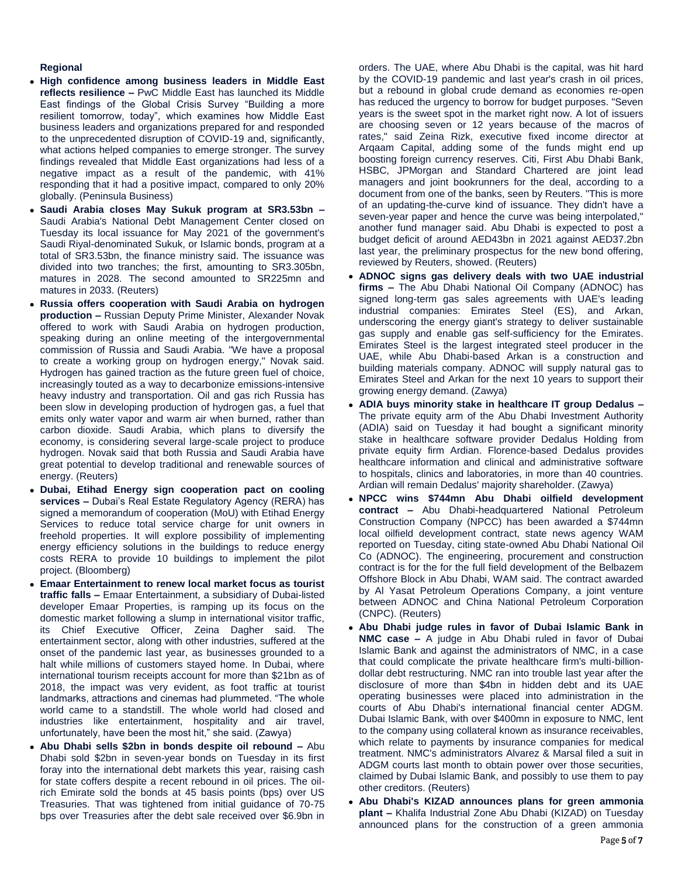**Regional**

- **High confidence among business leaders in Middle East reflects resilience –** PwC Middle East has launched its Middle East findings of the Global Crisis Survey "Building a more resilient tomorrow, today", which examines how Middle East business leaders and organizations prepared for and responded to the unprecedented disruption of COVID-19 and, significantly, what actions helped companies to emerge stronger. The survey findings revealed that Middle East organizations had less of a negative impact as a result of the pandemic, with 41% responding that it had a positive impact, compared to only 20% globally. (Peninsula Business)
- **Saudi Arabia closes May Sukuk program at SR3.53bn –** Saudi Arabia's National Debt Management Center closed on Tuesday its local issuance for May 2021 of the government's Saudi Riyal-denominated Sukuk, or Islamic bonds, program at a total of SR3.53bn, the finance ministry said. The issuance was divided into two tranches; the first, amounting to SR3.305bn, matures in 2028. The second amounted to SR225mn and matures in 2033. (Reuters)
- **Russia offers cooperation with Saudi Arabia on hydrogen production –** Russian Deputy Prime Minister, Alexander Novak offered to work with Saudi Arabia on hydrogen production, speaking during an online meeting of the intergovernmental commission of Russia and Saudi Arabia. "We have a proposal to create a working group on hydrogen energy," Novak said. Hydrogen has gained traction as the future green fuel of choice, increasingly touted as a way to decarbonize emissions-intensive heavy industry and transportation. Oil and gas rich Russia has been slow in developing production of hydrogen gas, a fuel that emits only water vapor and warm air when burned, rather than carbon dioxide. Saudi Arabia, which plans to diversify the economy, is considering several large-scale project to produce hydrogen. Novak said that both Russia and Saudi Arabia have great potential to develop traditional and renewable sources of energy. (Reuters)
- **Dubai, Etihad Energy sign cooperation pact on cooling services –** Dubai's Real Estate Regulatory Agency (RERA) has signed a memorandum of cooperation (MoU) with Etihad Energy Services to reduce total service charge for unit owners in freehold properties. It will explore possibility of implementing energy efficiency solutions in the buildings to reduce energy costs RERA to provide 10 buildings to implement the pilot project. (Bloomberg)
- **Emaar Entertainment to renew local market focus as tourist traffic falls –** Emaar Entertainment, a subsidiary of Dubai-listed developer Emaar Properties, is ramping up its focus on the domestic market following a slump in international visitor traffic, its Chief Executive Officer, Zeina Dagher said. The entertainment sector, along with other industries, suffered at the onset of the pandemic last year, as businesses grounded to a halt while millions of customers stayed home. In Dubai, where international tourism receipts account for more than $21bn as of 2018, the impact was very evident, as foot traffic at tourist landmarks, attractions and cinemas had plummeted. "The whole world came to a standstill. The whole world had closed and industries like entertainment, hospitality and air travel, unfortunately, have been the most hit," she said. (Zawya)
- **Abu Dhabi sells $2bn in bonds despite oil rebound –** Abu Dhabi sold $2bn in seven-year bonds on Tuesday in its first foray into the international debt markets this year, raising cash for state coffers despite a recent rebound in oil prices. The oil-rich Emirate sold the bonds at 45 basis points (bps) over US Treasuries. That was tightened from initial guidance of 70-75 bps over Treasuries after the debt sale received over $6.9bn in orders. The UAE, where Abu Dhabi is the capital, was hit hard by the COVID-19 pandemic and last year's crash in oil prices, but a rebound in global crude demand as economies re-open has reduced the urgency to borrow for budget purposes. "Seven years is the sweet spot in the market right now. A lot of issuers are choosing seven or 12 years because of the macros of rates," said Zeina Rizk, executive fixed income director at Arqaam Capital, adding some of the funds might end up boosting foreign currency reserves. Citi, First Abu Dhabi Bank, HSBC, JPMorgan and Standard Chartered are joint lead managers and joint bookrunners for the deal, according to a document from one of the banks, seen by Reuters. "This is more of an updating-the-curve kind of issuance. They didn't have a seven-year paper and hence the curve was being interpolated," another fund manager said. Abu Dhabi is expected to post a budget deficit of around AED43bn in 2021 against AED37.2bn last year, the preliminary prospectus for the new bond offering, reviewed by Reuters, showed. (Reuters)
- **ADNOC signs gas delivery deals with two UAE industrial firms –** The Abu Dhabi National Oil Company (ADNOC) has signed long-term gas sales agreements with UAE's leading industrial companies: Emirates Steel (ES), and Arkan, underscoring the energy giant's strategy to deliver sustainable gas supply and enable gas self-sufficiency for the Emirates. Emirates Steel is the largest integrated steel producer in the UAE, while Abu Dhabi-based Arkan is a construction and building materials company. ADNOC will supply natural gas to Emirates Steel and Arkan for the next 10 years to support their growing energy demand. (Zawya)
- **ADIA buys minority stake in healthcare IT group Dedalus –** The private equity arm of the Abu Dhabi Investment Authority (ADIA) said on Tuesday it had bought a significant minority stake in healthcare software provider Dedalus Holding from private equity firm Ardian. Florence-based Dedalus provides healthcare information and clinical and administrative software to hospitals, clinics and laboratories, in more than 40 countries. Ardian will remain Dedalus' majority shareholder. (Zawya)
- **NPCC wins $744mn Abu Dhabi oilfield development contract –** Abu Dhabi-headquartered National Petroleum Construction Company (NPCC) has been awarded a $744mn local oilfield development contract, state news agency WAM reported on Tuesday, citing state-owned Abu Dhabi National Oil Co (ADNOC). The engineering, procurement and construction contract is for the for the full field development of the Belbazem Offshore Block in Abu Dhabi, WAM said. The contract awarded by Al Yasat Petroleum Operations Company, a joint venture between ADNOC and China National Petroleum Corporation (CNPC). (Reuters)
- **Abu Dhabi judge rules in favor of Dubai Islamic Bank in NMC case –** A judge in Abu Dhabi ruled in favor of Dubai Islamic Bank and against the administrators of NMC, in a case that could complicate the private healthcare firm's multi-billion-dollar debt restructuring. NMC ran into trouble last year after the disclosure of more than $4bn in hidden debt and its UAE operating businesses were placed into administration in the courts of Abu Dhabi's international financial center ADGM. Dubai Islamic Bank, with over $400mn in exposure to NMC, lent to the company using collateral known as insurance receivables, which relate to payments by insurance companies for medical treatment. NMC's administrators Alvarez & Marsal filed a suit in ADGM courts last month to obtain power over those securities, claimed by Dubai Islamic Bank, and possibly to use them to pay other creditors. (Reuters)
- **Abu Dhabi's KIZAD announces plans for green ammonia plant –** Khalifa Industrial Zone Abu Dhabi (KIZAD) on Tuesday announced plans for the construction of a green ammonia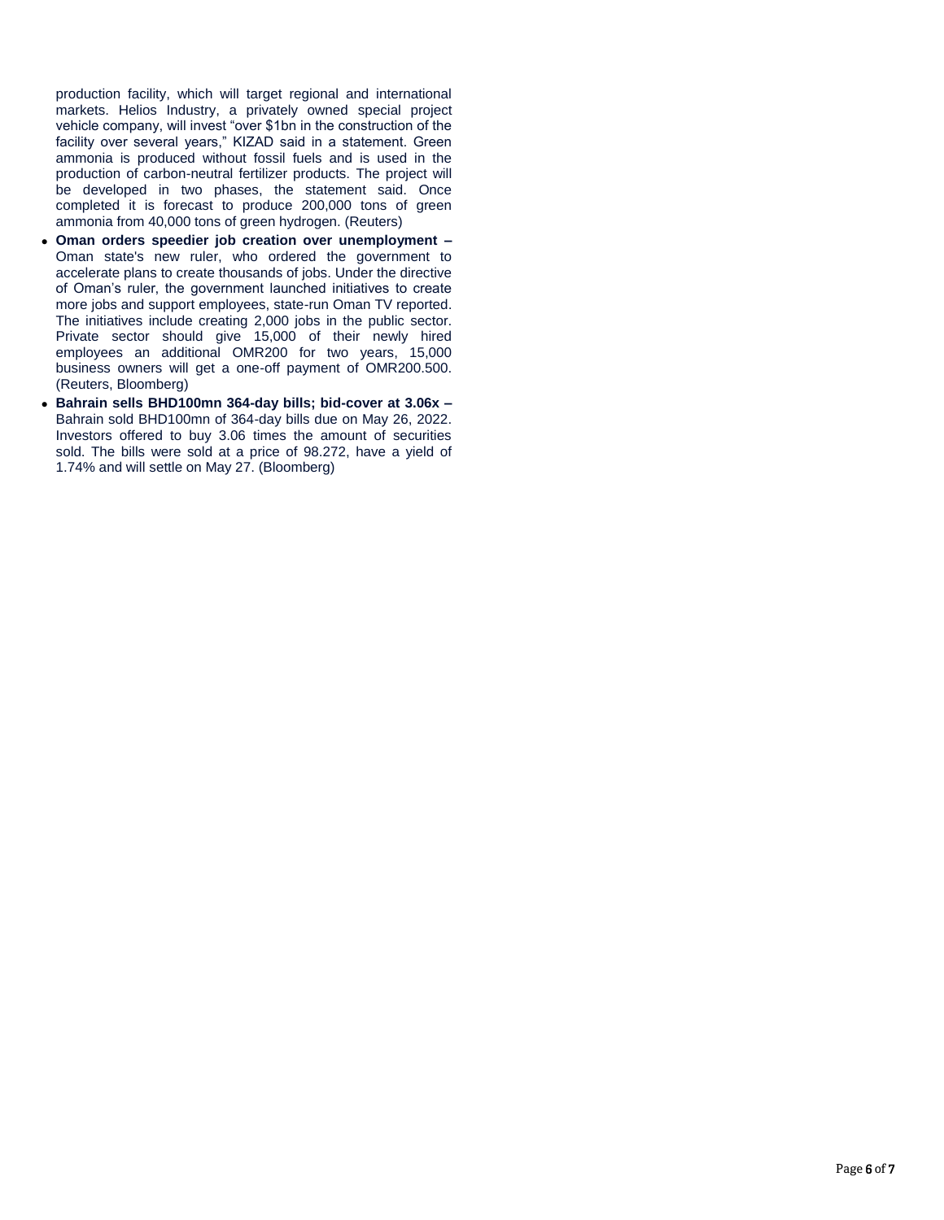production facility, which will target regional and international markets. Helios Industry, a privately owned special project vehicle company, will invest "over $1bn in the construction of the facility over several years," KIZAD said in a statement. Green ammonia is produced without fossil fuels and is used in the production of carbon-neutral fertilizer products. The project will be developed in two phases, the statement said. Once completed it is forecast to produce 200,000 tons of green ammonia from 40,000 tons of green hydrogen. (Reuters)

- **Oman orders speedier job creation over unemployment –** Oman state's new ruler, who ordered the government to accelerate plans to create thousands of jobs. Under the directive of Oman's ruler, the government launched initiatives to create more jobs and support employees, state-run Oman TV reported. The initiatives include creating 2,000 jobs in the public sector. Private sector should give 15,000 of their newly hired employees an additional OMR200 for two years, 15,000 business owners will get a one-off payment of OMR200.500. (Reuters, Bloomberg)
- **Bahrain sells BHD100mn 364-day bills; bid-cover at 3.06x –** Bahrain sold BHD100mn of 364-day bills due on May 26, 2022. Investors offered to buy 3.06 times the amount of securities sold. The bills were sold at a price of 98.272, have a yield of 1.74% and will settle on May 27. (Bloomberg)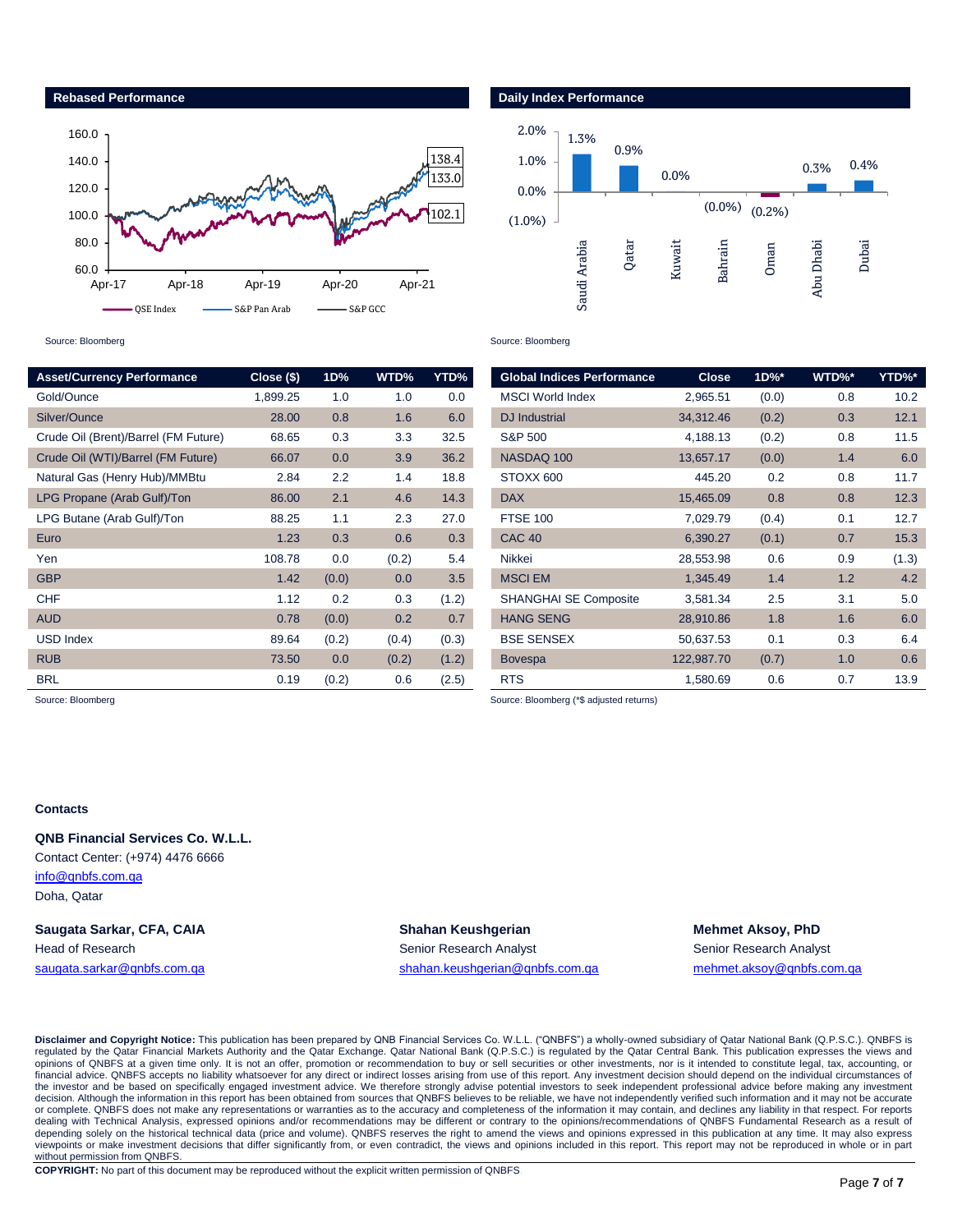### Rebased Performance

160.0
140.0
120.0
100.0
80.0
60.0
Apr-17
Apr-18
Apr-19
Apr-20
Apr-21
138.4
133.0
102.1
QSE Index
S&P Pan Arab
S&P GCC

Source: Bloomberg

### Daily Index Performance

2.0%
1.0%
0.0%
(1.0%)
1.3%
0.9%
0.0%
(0.0%)
(0.2%)
0.3%
0.4%
Saudi Arabia
Qatar
Kuwait
Bahrain
Oman
Abu Dhabi
Dubai

Source: Bloomberg

| Asset/Currency Performance | Close ($) | 1D% | WTD% | YTD% |
|---|---|---|---|---|
| Gold/Ounce | 1,899.25 | 1.0 | 1.0 | 0.0 |
| Silver/Ounce | 28.00 | 0.8 | 1.6 | 6.0 |
| Crude Oil (Brent)/Barrel (FM Future) | 68.65 | 0.3 | 3.3 | 32.5 |
| Crude Oil (WTI)/Barrel (FM Future) | 66.07 | 0.0 | 3.9 | 36.2 |
| Natural Gas (Henry Hub)/MMBtu | 2.84 | 2.2 | 1.4 | 18.8 |
| LPG Propane (Arab Gulf)/Ton | 86.00 | 2.1 | 4.6 | 14.3 |
| LPG Butane (Arab Gulf)/Ton | 88.25 | 1.1 | 2.3 | 27.0 |
| Euro | 1.23 | 0.3 | 0.6 | 0.3 |
| Yen | 108.78 | 0.0 | (0.2) | 5.4 |
| GBP | 1.42 | (0.0) | 0.0 | 3.5 |
| CHF | 1.12 | 0.2 | 0.3 | (1.2) |
| AUD | 0.78 | (0.0) | 0.2 | 0.7 |
| USD Index | 89.64 | (0.2) | (0.4) | (0.3) |
| RUB | 73.50 | 0.0 | (0.2) | (1.2) |
| BRL | 0.19 | (0.2) | 0.6 | (2.5) |

Source: Bloomberg

| Global Indices Performance | Close | 1D%* | WTD%* | YTD%* |
|---|---|---|---|---|
| MSCI World Index | 2,965.51 | (0.0) | 0.8 | 10.2 |
| DJ Industrial | 34,312.46 | (0.2) | 0.3 | 12.1 |
| S&P 500 | 4,188.13 | (0.2) | 0.8 | 11.5 |
| NASDAQ 100 | 13,657.17 | (0.0) | 1.4 | 6.0 |
| STOXX 600 | 445.20 | 0.2 | 0.8 | 11.7 |
| DAX | 15,465.09 | 0.8 | 0.8 | 12.3 |
| FTSE 100 | 7,029.79 | (0.4) | 0.1 | 12.7 |
| CAC 40 | 6,390.27 | (0.1) | 0.7 | 15.3 |
| Nikkei | 28,553.98 | 0.6 | 0.9 | (1.3) |
| MSCI EM | 1,345.49 | 1.4 | 1.2 | 4.2 |
| SHANGHAI SE Composite | 3,581.34 | 2.5 | 3.1 | 5.0 |
| HANG SENG | 28,910.86 | 1.8 | 1.6 | 6.0 |
| BSE SENSEX | 50,637.53 | 0.1 | 0.3 | 6.4 |
| Bovespa | 122,987.70 | (0.7) | 1.0 | 0.6 |
| RTS | 1,580.69 | 0.6 | 0.7 | 13.9 |

Source: Bloomberg (*$ adjusted returns)

**Contacts**

**QNB Financial Services Co. W.L.L.**
Contact Center: (+974) 4476 6666
info@qnbfs.com.qa
Doha, Qatar

**Saugata Sarkar, CFA, CAIA**
Head of Research
saugata.sarkar@qnbfs.com.qa

**Shahan Keushgerian**
Senior Research Analyst
shahan.keushgerian@qnbfs.com.qa

**Mehmet Aksoy, PhD**
Senior Research Analyst
mehmet.aksoy@qnbfs.com.qa

**Disclaimer and Copyright Notice:** This publication has been prepared by QNB Financial Services Co. W.L.L. ("QNBFS") a wholly-owned subsidiary of Qatar National Bank (Q.P.S.C.). QNBFS is regulated by the Qatar Financial Markets Authority and the Qatar Exchange. Qatar National Bank (Q.P.S.C.) is regulated by the Qatar Central Bank. This publication expresses the views and opinions of QNBFS at a given time only. It is not an offer, promotion or recommendation to buy or sell securities or other investments, nor is it intended to constitute legal, tax, accounting, or financial advice. QNBFS accepts no liability whatsoever for any direct or indirect losses arising from use of this report. Any investment decision should depend on the individual circumstances of the investor and be based on specifically engaged investment advice. We therefore strongly advise potential investors to seek independent professional advice before making any investment decision. Although the information in this report has been obtained from sources that QNBFS believes to be reliable, we have not independently verified such information and it may not be accurate or complete. QNBFS does not make any representations or warranties as to the accuracy and completeness of the information it may contain, and declines any liability in that respect. For reports dealing with Technical Analysis, expressed opinions and/or recommendations may be different or contrary to the opinions/recommendations of QNBFS Fundamental Research as a result of depending solely on the historical technical data (price and volume). QNBFS reserves the right to amend the views and opinions expressed in this publication at any time. It may also express viewpoints or make investment decisions that differ significantly from, or even contradict, the views and opinions included in this report. This report may not be reproduced in whole or in part without permission from QNBFS.

**COPYRIGHT:** No part of this document may be reproduced without the explicit written permission of QNBFS.